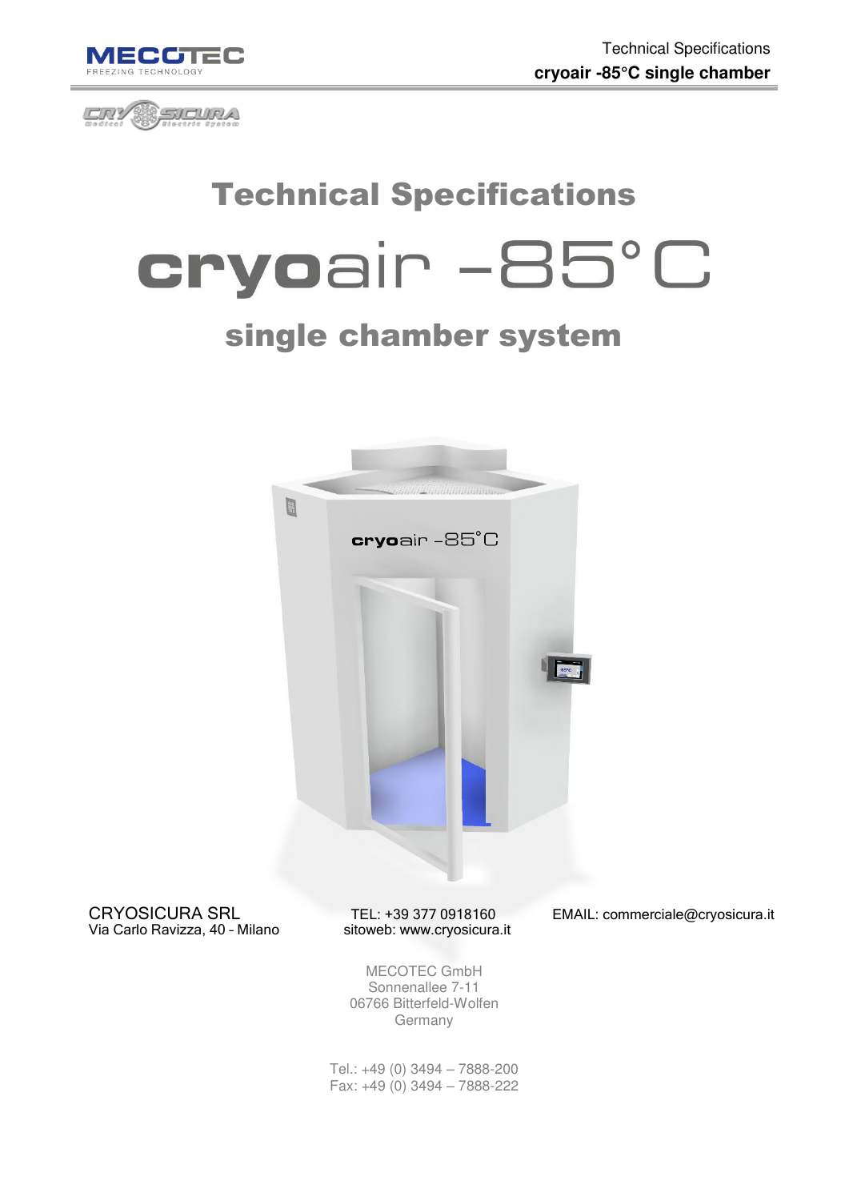# Technical Specifications

# cryoair -85°C

## single chamber system

CRYOSICURA SRL
Via Carlo Ravizza, 40 - Milano

TEL: +39 377 0918160
sitoweb: www.cryosicura.it

EMAIL: commerciale@cryosicura.it

MECOTEC GmbH
Sonnenallee 7-11
06766 Bitterfeld-Wolfen
Germany

Tel.: +49 (0) 3494 – 7888-200
Fax: +49 (0) 3494 – 7888-222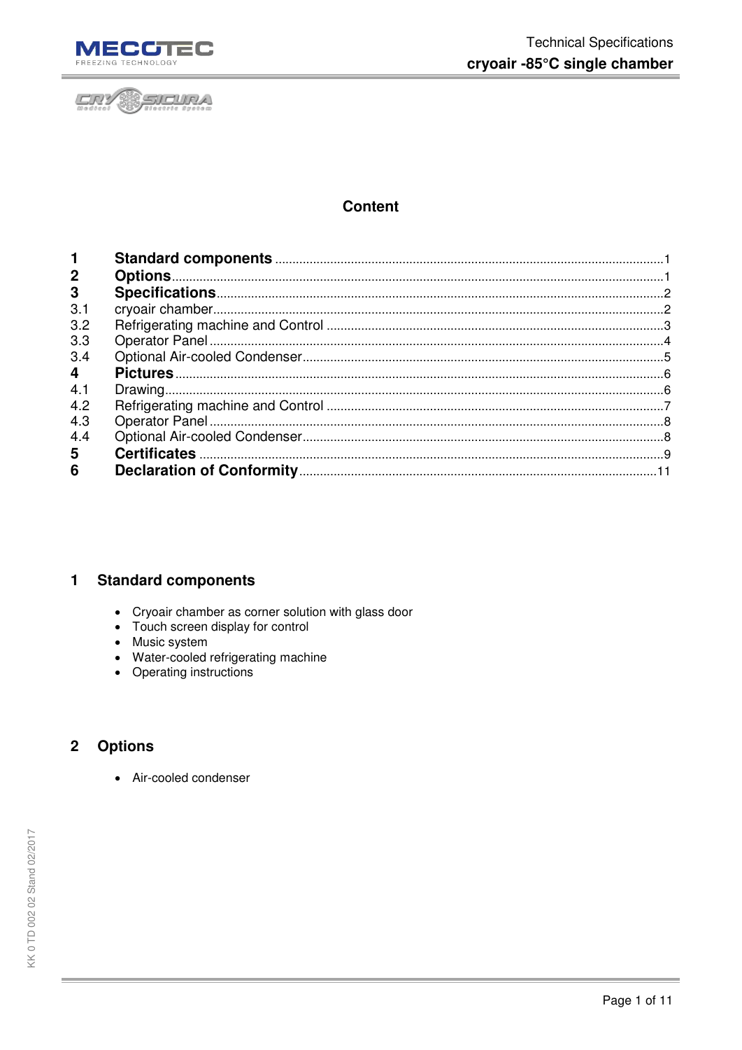## Content

| | | |
|---|---|---|
| **1** | **Standard components** | 1 |
| **2** | **Options** | 1 |
| **3** | **Specifications** | 2 |
| 3.1 | cryoair chamber | 2 |
| 3.2 | Refrigerating machine and Control | 3 |
| 3.3 | Operator Panel | 4 |
| 3.4 | Optional Air-cooled Condenser | 5 |
| **4** | **Pictures** | 6 |
| 4.1 | Drawing | 6 |
| 4.2 | Refrigerating machine and Control | 7 |
| 4.3 | Operator Panel | 8 |
| 4.4 | Optional Air-cooled Condenser | 8 |
| **5** | **Certificates** | 9 |
| **6** | **Declaration of Conformity** | 11 |

# 1 Standard components

- Cryoair chamber as corner solution with glass door
- Touch screen display for control
- Music system
- Water-cooled refrigerating machine
- Operating instructions

# 2 Options

- Air-cooled condenser

KK 0 TD 002 02 Stand 02/2017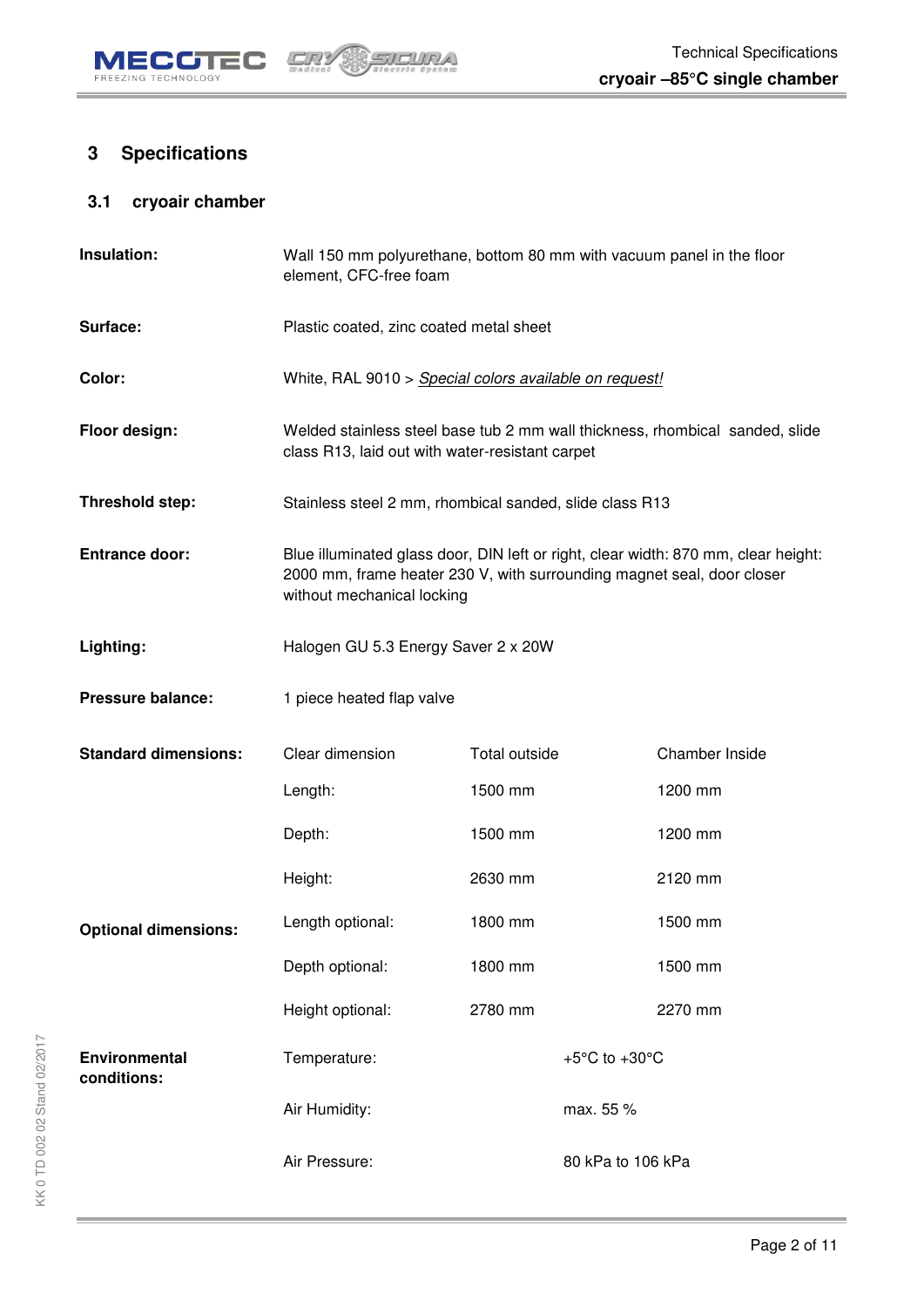## 3 Specifications

### 3.1 cryoair chamber

| | | | |
|---|---|---|---|
| **Insulation:** | Wall 150 mm polyurethane, bottom 80 mm with vacuum panel in the floor element, CFC-free foam | | |
| **Surface:** | Plastic coated, zinc coated metal sheet | | |
| **Color:** | White, RAL 9010 > *Special colors available on request!* | | |
| **Floor design:** | Welded stainless steel base tub 2 mm wall thickness, rhombical sanded, slide class R13, laid out with water-resistant carpet | | |
| **Threshold step:** | Stainless steel 2 mm, rhombical sanded, slide class R13 | | |
| **Entrance door:** | Blue illuminated glass door, DIN left or right, clear width: 870 mm, clear height: 2000 mm, frame heater 230 V, with surrounding magnet seal, door closer without mechanical locking | | |
| **Lighting:** | Halogen GU 5.3 Energy Saver 2 x 20W | | |
| **Pressure balance:** | 1 piece heated flap valve | | |
| **Standard dimensions:** | Clear dimension | Total outside | Chamber Inside |
| | Length: | 1500 mm | 1200 mm |
| | Depth: | 1500 mm | 1200 mm |
| | Height: | 2630 mm | 2120 mm |
| **Optional dimensions:** | Length optional: | 1800 mm | 1500 mm |
| | Depth optional: | 1800 mm | 1500 mm |
| | Height optional: | 2780 mm | 2270 mm |
| **Environmental conditions:** | Temperature: | +5°C to +30°C | |
| | Air Humidity: | max. 55 % | |
| | Air Pressure: | 80 kPa to 106 kPa | |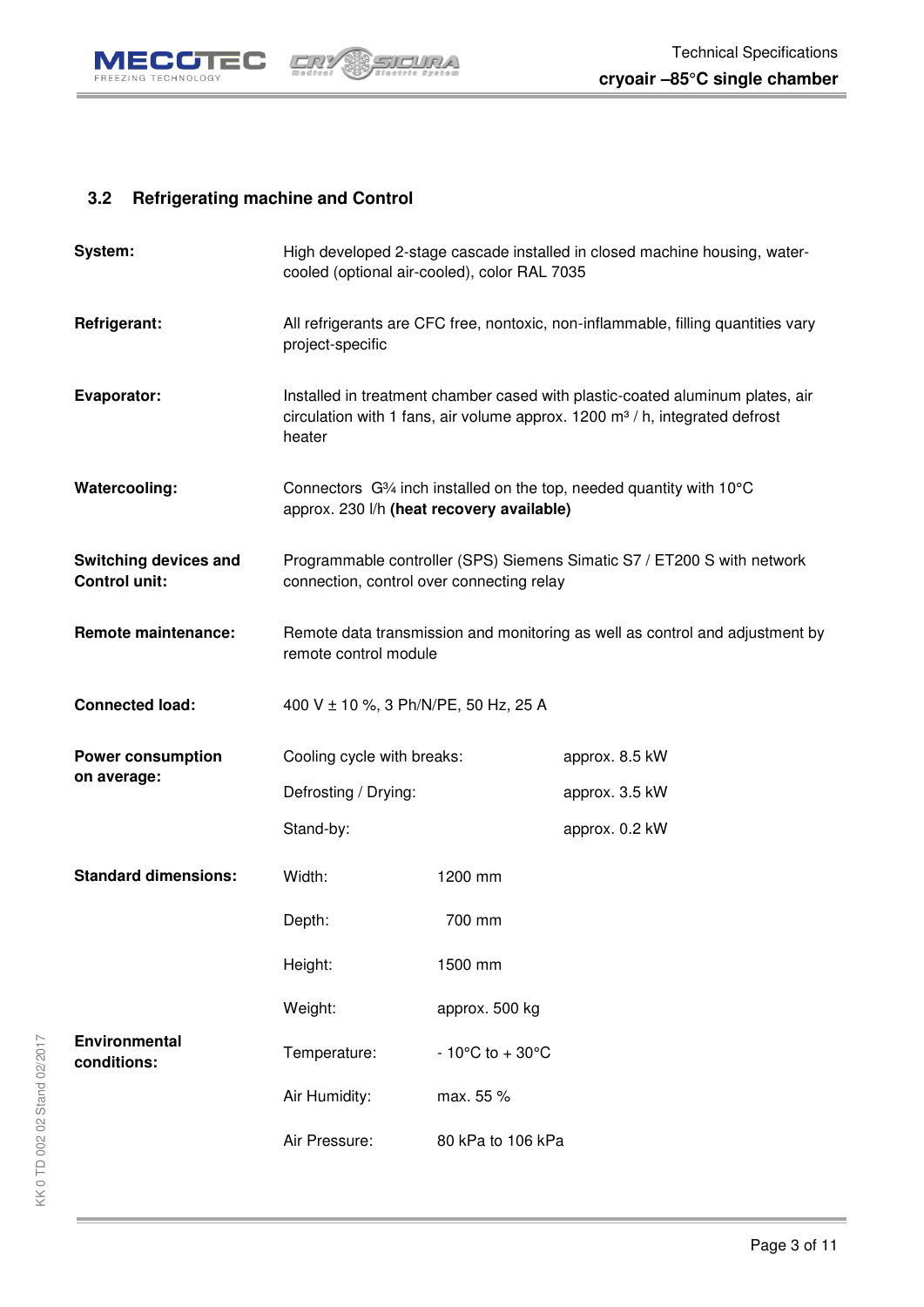## 3.2 Refrigerating machine and Control

| | | |
|---|---|---|
| **System:** | High developed 2-stage cascade installed in closed machine housing, water-cooled (optional air-cooled), color RAL 7035 | |
| **Refrigerant:** | All refrigerants are CFC free, nontoxic, non-inflammable, filling quantities vary project-specific | |
| **Evaporator:** | Installed in treatment chamber cased with plastic-coated aluminum plates, air circulation with 1 fans, air volume approx. 1200 m³ / h, integrated defrost heater | |
| **Watercooling:** | Connectors G¾ inch installed on the top, needed quantity with 10°C approx. 230 l/h **(heat recovery available)** | |
| **Switching devices and Control unit:** | Programmable controller (SPS) Siemens Simatic S7 / ET200 S with network connection, control over connecting relay | |
| **Remote maintenance:** | Remote data transmission and monitoring as well as control and adjustment by remote control module | |
| **Connected load:** | 400 V ± 10 %, 3 Ph/N/PE, 50 Hz, 25 A | |
| **Power consumption on average:** | Cooling cycle with breaks: | approx. 8.5 kW |
| | Defrosting / Drying: | approx. 3.5 kW |
| | Stand-by: | approx. 0.2 kW |
| **Standard dimensions:** | Width: | 1200 mm |
| | Depth: | 700 mm |
| | Height: | 1500 mm |
| | Weight: | approx. 500 kg |
| **Environmental conditions:** | Temperature: | - 10°C to + 30°C |
| | Air Humidity: | max. 55 % |
| | Air Pressure: | 80 kPa to 106 kPa |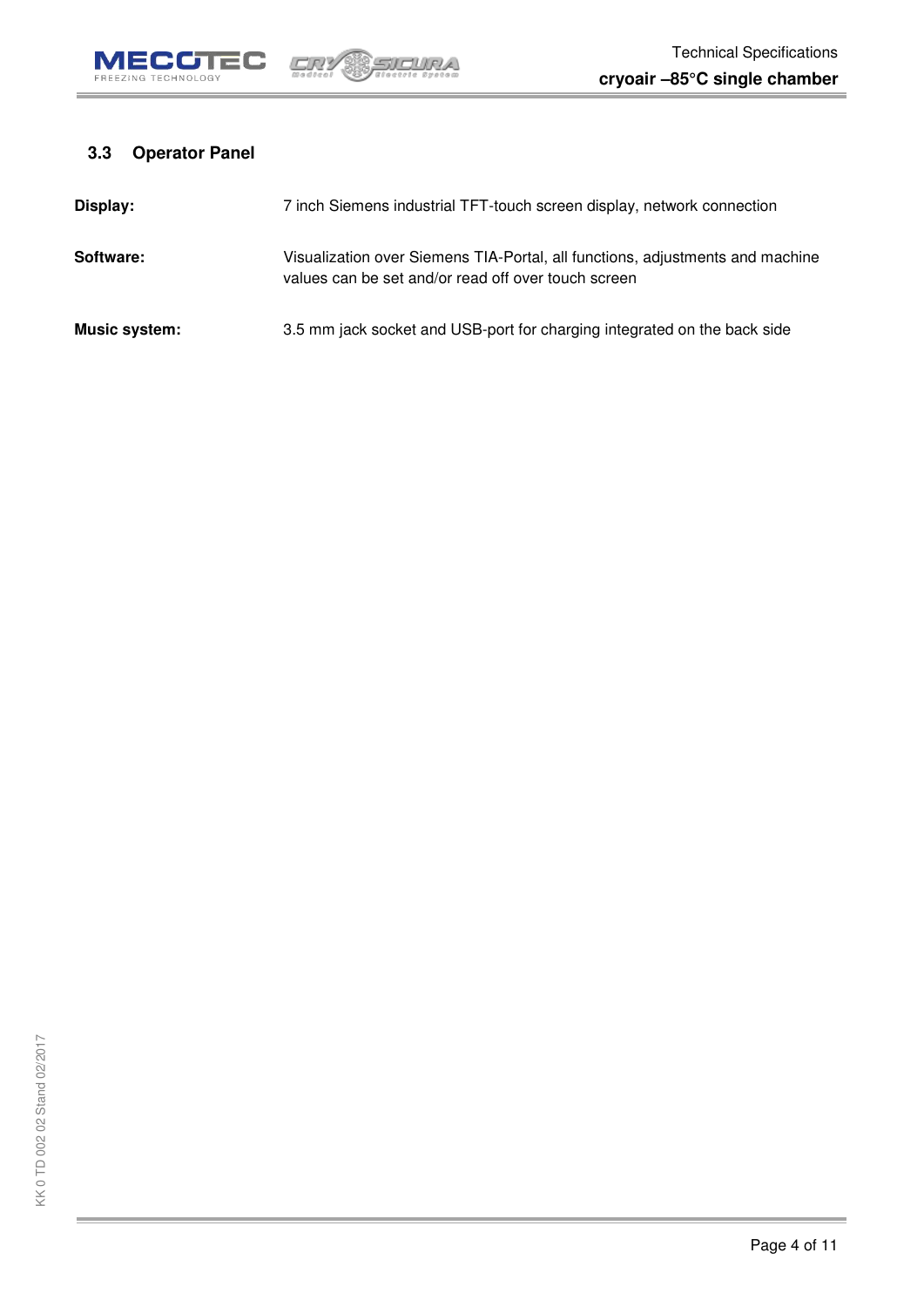### 3.3 Operator Panel

| | |
|---|---|
| **Display:** | 7 inch Siemens industrial TFT-touch screen display, network connection |
| **Software:** | Visualization over Siemens TIA-Portal, all functions, adjustments and machine values can be set and/or read off over touch screen |
| **Music system:** | 3.5 mm jack socket and USB-port for charging integrated on the back side |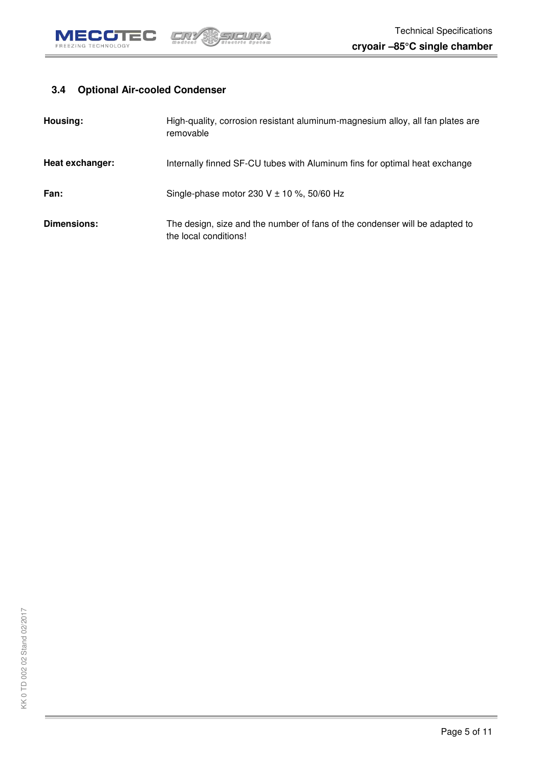### 3.4 Optional Air-cooled Condenser

| | |
|---|---|
| **Housing:** | High-quality, corrosion resistant aluminum-magnesium alloy, all fan plates are removable |
| **Heat exchanger:** | Internally finned SF-CU tubes with Aluminum fins for optimal heat exchange |
| **Fan:** | Single-phase motor 230 V ± 10 %, 50/60 Hz |
| **Dimensions:** | The design, size and the number of fans of the condenser will be adapted to the local conditions! |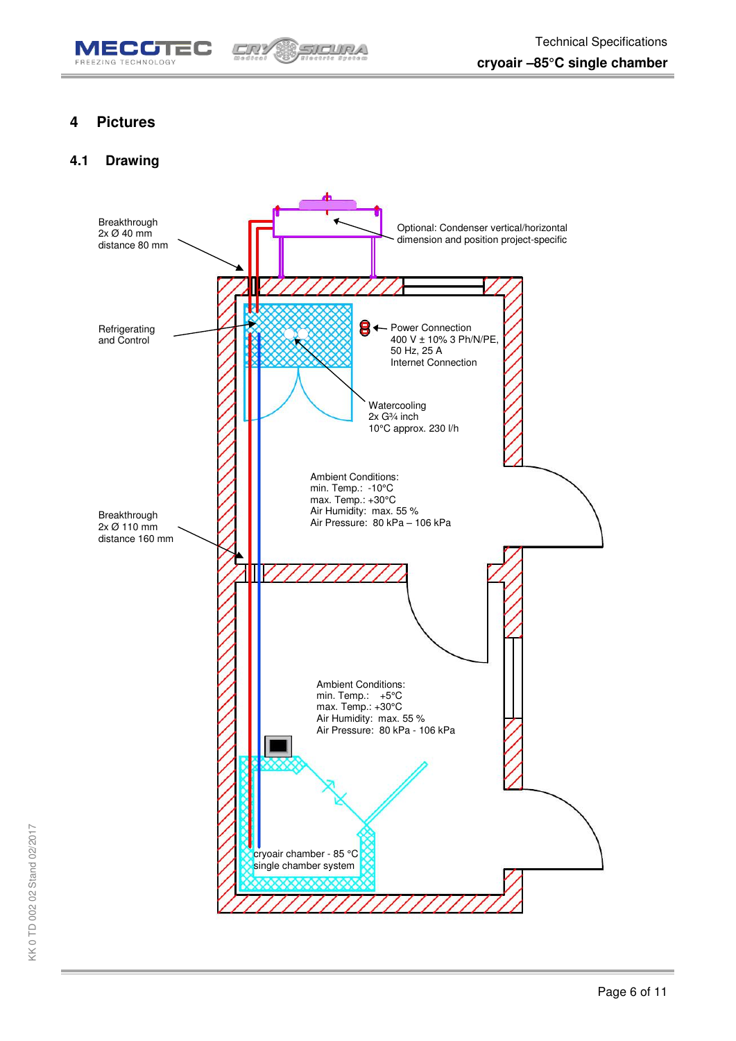# 4 Pictures

## 4.1 Drawing

Breakthrough
2x Ø 40 mm
distance 80 mm

Optional: Condenser vertical/horizontal
dimension and position project-specific

Refrigerating
and Control

Power Connection
400 V ± 10% 3 Ph/N/PE,
50 Hz, 25 A
Internet Connection

Watercooling
2x G¾ inch
10°C approx. 230 l/h

Ambient Conditions:
min. Temp.: -10°C
max. Temp.: +30°C
Air Humidity: max. 55 %
Air Pressure: 80 kPa – 106 kPa

Breakthrough
2x Ø 110 mm
distance 160 mm

Ambient Conditions:
min. Temp.: +5°C
max. Temp.: +30°C
Air Humidity: max. 55 %
Air Pressure: 80 kPa - 106 kPa

cryoair chamber - 85 °C
single chamber system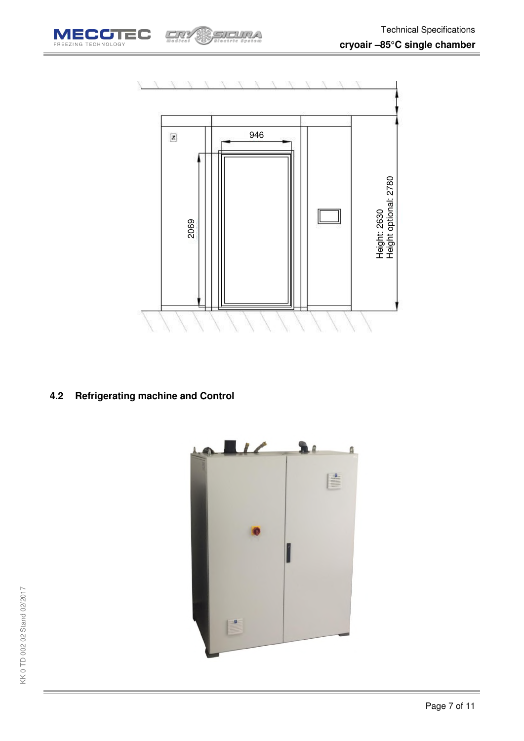946

2069

Height: 2630
Height optional: 2780

## 4.2 Refrigerating machine and Control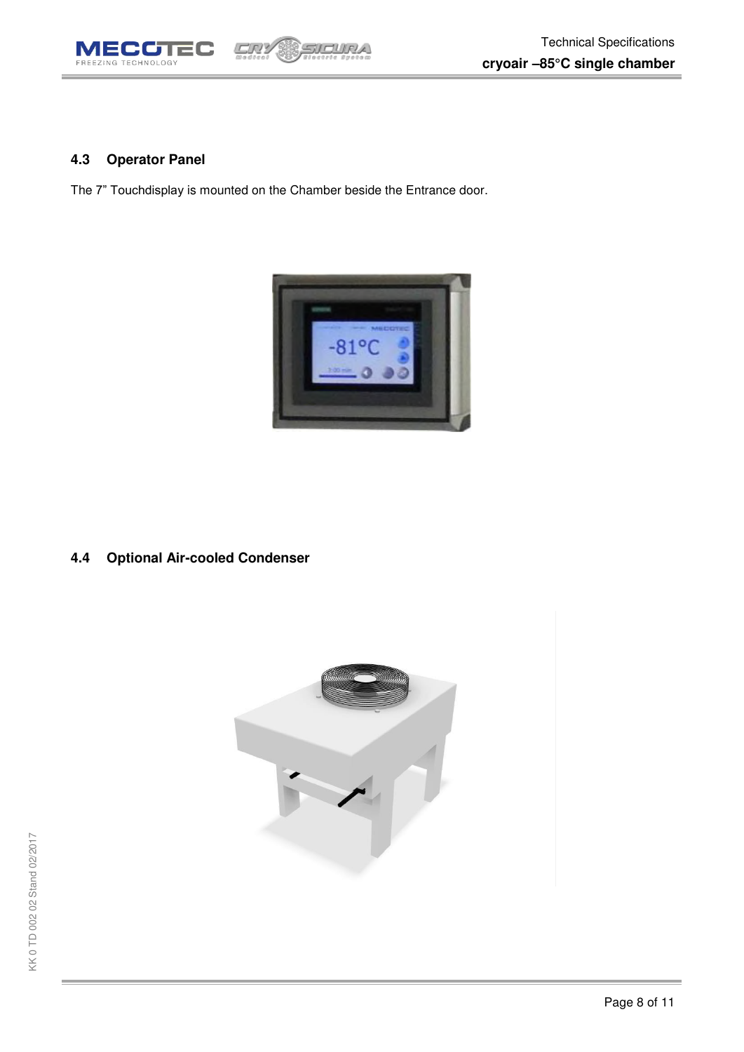## 4.3 Operator Panel

The 7” Touchdisplay is mounted on the Chamber beside the Entrance door.

## 4.4 Optional Air-cooled Condenser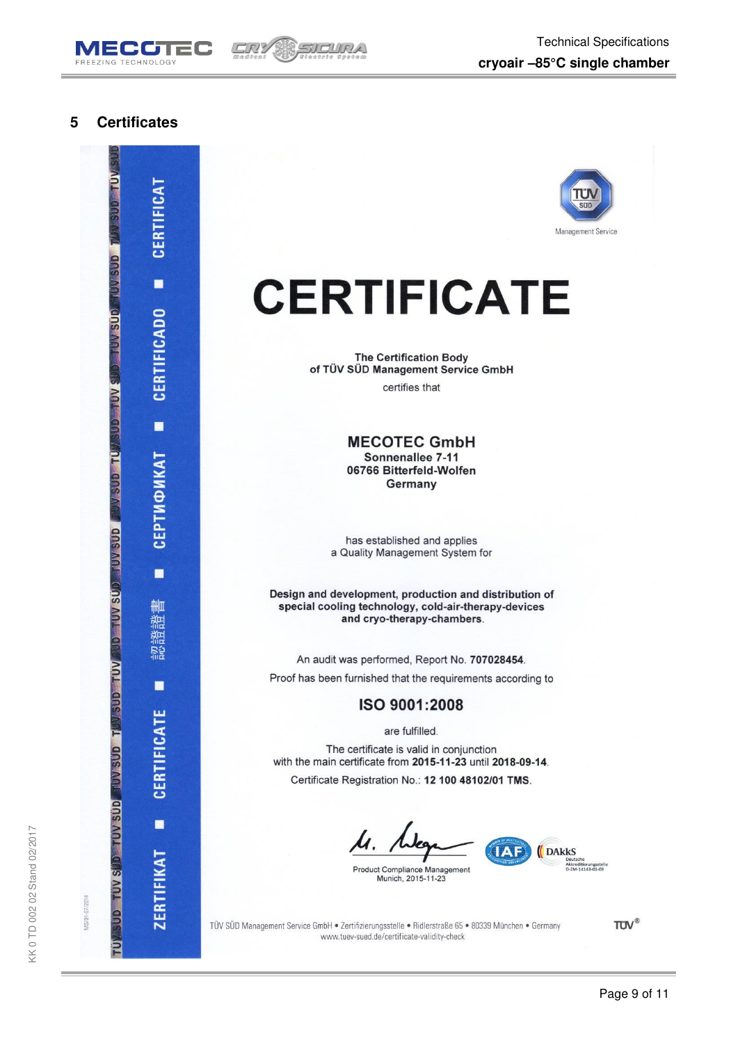## 5 Certificates

CERTIFICAT ■ CERTIFICADO ■ СЕРТИФИКАТ ■ 認證證書 ■ CERTIFICATE ■ ZERTIFIKAT

TÜV SÜD

Management Service

# CERTIFICATE

**The Certification Body of TÜV SÜD Management Service GmbH**

certifies that

**MECOTEC GmbH**
**Sonnenallee 7-11**
**06766 Bitterfeld-Wolfen**
**Germany**

has established and applies a Quality Management System for

**Design and development, production and distribution of special cooling technology, cold-air-therapy-devices and cryo-therapy-chambers.**

An audit was performed, Report No. **707028454**.

Proof has been furnished that the requirements according to

**ISO 9001:2008**

are fulfilled.

The certificate is valid in conjunction with the main certificate from **2015-11-23** until **2018-09-14**.

Certificate Registration No.: **12 100 48102/01 TMS**.

Product Compliance Management
Munich, 2015-11-23

IAF DAkkS Deutsche Akkreditierungsstelle D-ZM-14143-01-03

TÜV SÜD Management Service GmbH • Zertifizierungsstelle • Ridlerstraße 65 • 80339 München • Germany
www.tuev-sued.de/certificate-validity-check

MS/01-07/2014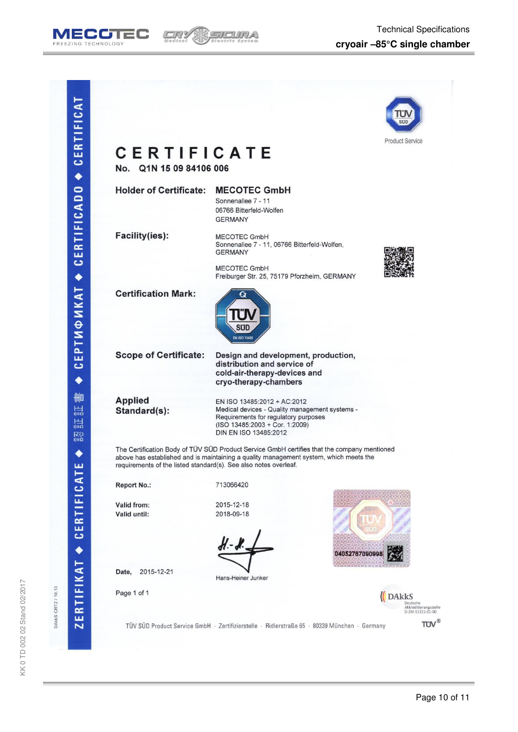# CERTIFICATE

**No. Q1N 15 09 84106 006**

**Holder of Certificate:** **MECOTEC GmbH**
Sonnenallee 7 - 11
06766 Bitterfeld-Wolfen
GERMANY

**Facility(ies):**
MECOTEC GmbH
Sonnenallee 7 - 11, 06766 Bitterfeld-Wolfen,
GERMANY

MECOTEC GmbH
Freiburger Str. 25, 75179 Pforzheim, GERMANY

**Certification Mark:**

**Scope of Certificate:** **Design and development, production, distribution and service of cold-air-therapy-devices and cryo-therapy-chambers**

**Applied Standard(s):**
EN ISO 13485:2012 + AC:2012
Medical devices - Quality management systems - Requirements for regulatory purposes
(ISO 13485:2003 + Cor. 1:2009)
DIN EN ISO 13485:2012

The Certification Body of TÜV SÜD Product Service GmbH certifies that the company mentioned above has established and is maintaining a quality management system, which meets the requirements of the listed standard(s). See also notes overleaf.

**Report No.:** 713066420

**Valid from:** 2015-12-18
**Valid until:** 2018-09-18

**Date,** 2015-12-21

Hans-Heiner Junker

0405276709099​8

Page 1 of 1

TÜV SÜD Product Service GmbH · Zertifizierstelle · Ridlerstraße 65 · 80339 München · Germany

DAkkS Deutsche Akkreditierungsstelle D-ZM-11321-01-00

DAkkS CRT2 / 10.13

KK 0 TD 002 02 Stand 02/2017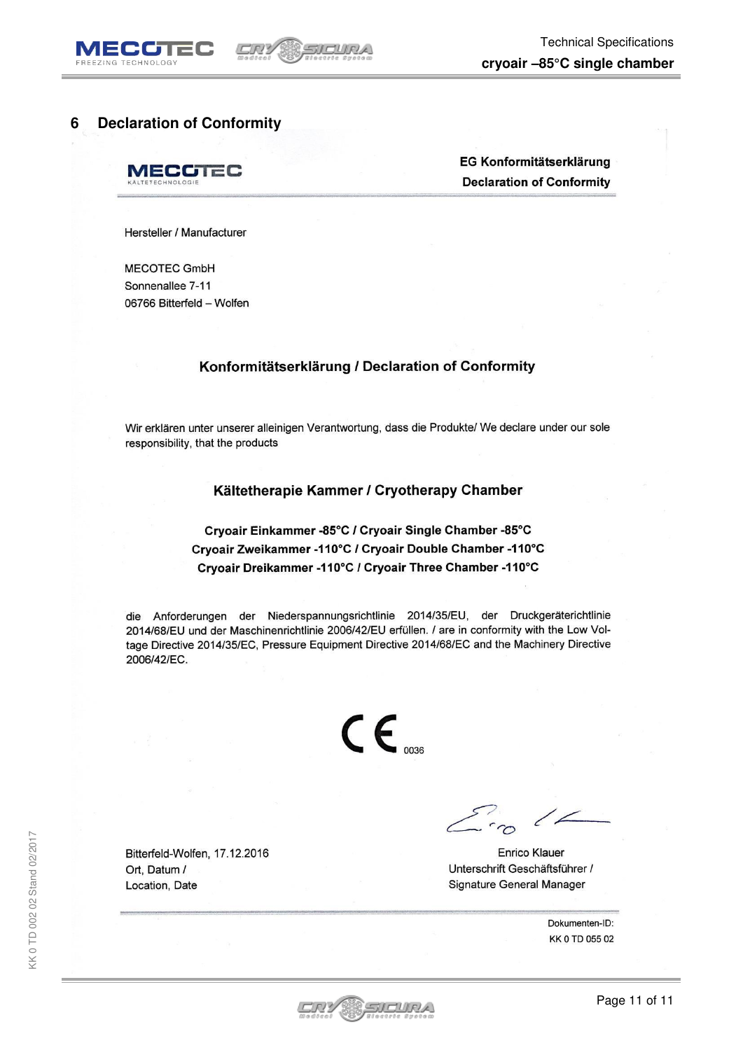# 6 Declaration of Conformity

MECOTEC
KÄLTETECHNOLOGIE

**EG Konformitätserklärung**
**Declaration of Conformity**

Hersteller / Manufacturer

MECOTEC GmbH
Sonnenallee 7-11
06766 Bitterfeld – Wolfen

## Konformitätserklärung / Declaration of Conformity

Wir erklären unter unserer alleinigen Verantwortung, dass die Produkte/ We declare under our sole responsibility, that the products

### Kältetherapie Kammer / Cryotherapy Chamber

**Cryoair Einkammer -85°C / Cryoair Single Chamber -85°C**
**Cryoair Zweikammer -110°C / Cryoair Double Chamber -110°C**
**Cryoair Dreikammer -110°C / Cryoair Three Chamber -110°C**

die Anforderungen der Niederspannungsrichtlinie 2014/35/EU, der Druckgeräterichtlinie 2014/68/EU und der Maschinenrichtlinie 2006/42/EU erfüllen. / are in conformity with the Low Voltage Directive 2014/35/EC, Pressure Equipment Directive 2014/68/EC and the Machinery Directive 2006/42/EC.

CE 0036

Bitterfeld-Wolfen, 17.12.2016
Ort, Datum /
Location, Date

Enrico Klauer
Unterschrift Geschäftsführer /
Signature General Manager

Dokumenten-ID:
KK 0 TD 055 02

KK 0 TD 002 02 Stand 02/2017